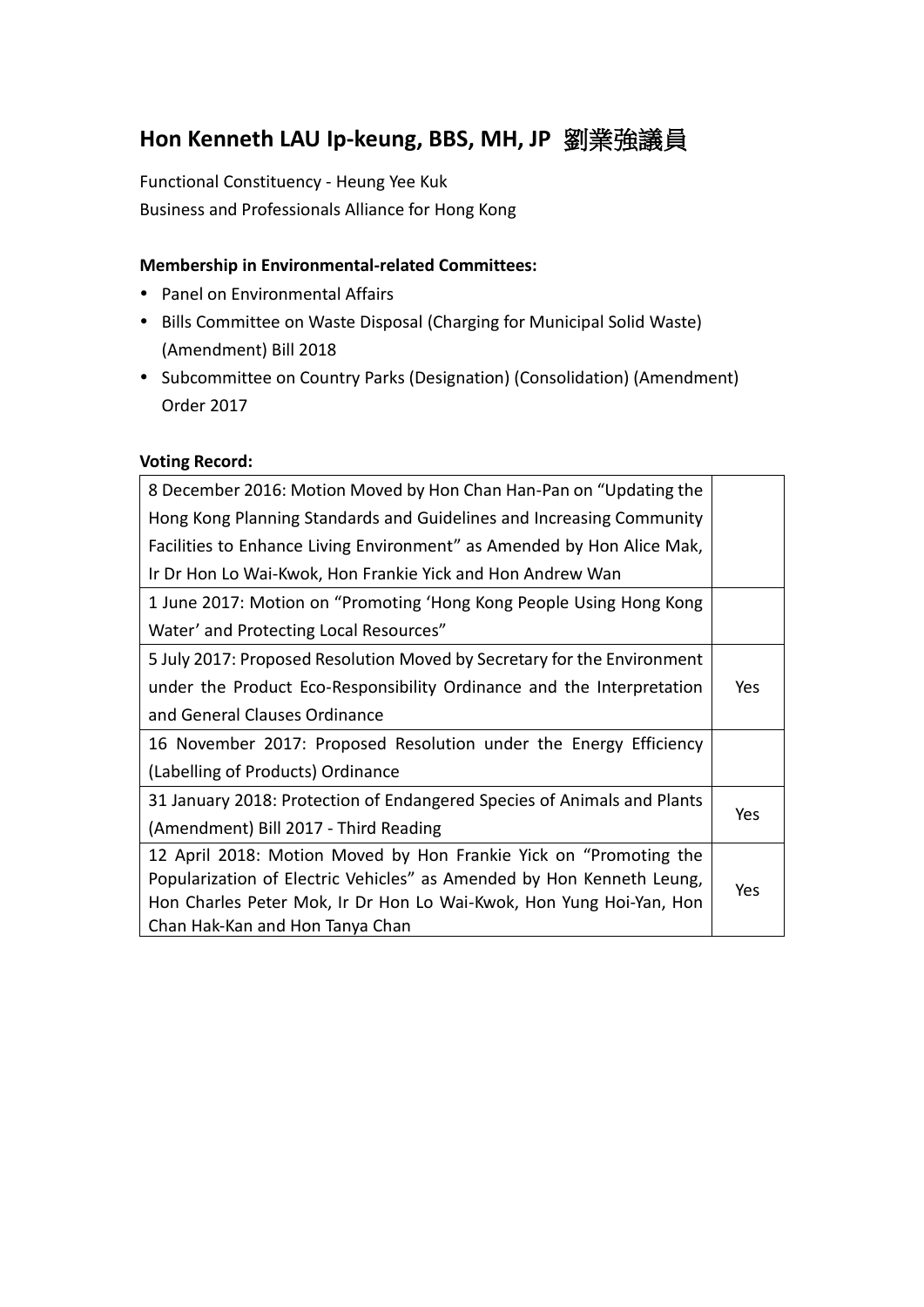## Hon Kenneth LAU Ip-keung, BBS, MH, JP 劉業強議員

Functional Constituency - Heung Yee Kuk
Business and Professionals Alliance for Hong Kong

**Membership in Environmental-related Committees:**

- Panel on Environmental Affairs
- Bills Committee on Waste Disposal (Charging for Municipal Solid Waste) (Amendment) Bill 2018
- Subcommittee on Country Parks (Designation) (Consolidation) (Amendment) Order 2017

**Voting Record:**

| Motion | Vote |
| --- | --- |
| 8 December 2016: Motion Moved by Hon Chan Han-Pan on "Updating the Hong Kong Planning Standards and Guidelines and Increasing Community Facilities to Enhance Living Environment" as Amended by Hon Alice Mak, Ir Dr Hon Lo Wai-Kwok, Hon Frankie Yick and Hon Andrew Wan | |
| 1 June 2017: Motion on "Promoting 'Hong Kong People Using Hong Kong Water' and Protecting Local Resources" | |
| 5 July 2017: Proposed Resolution Moved by Secretary for the Environment under the Product Eco-Responsibility Ordinance and the Interpretation and General Clauses Ordinance | Yes |
| 16 November 2017: Proposed Resolution under the Energy Efficiency (Labelling of Products) Ordinance | |
| 31 January 2018: Protection of Endangered Species of Animals and Plants (Amendment) Bill 2017 - Third Reading | Yes |
| 12 April 2018: Motion Moved by Hon Frankie Yick on "Promoting the Popularization of Electric Vehicles" as Amended by Hon Kenneth Leung, Hon Charles Peter Mok, Ir Dr Hon Lo Wai-Kwok, Hon Yung Hoi-Yan, Hon Chan Hak-Kan and Hon Tanya Chan | Yes |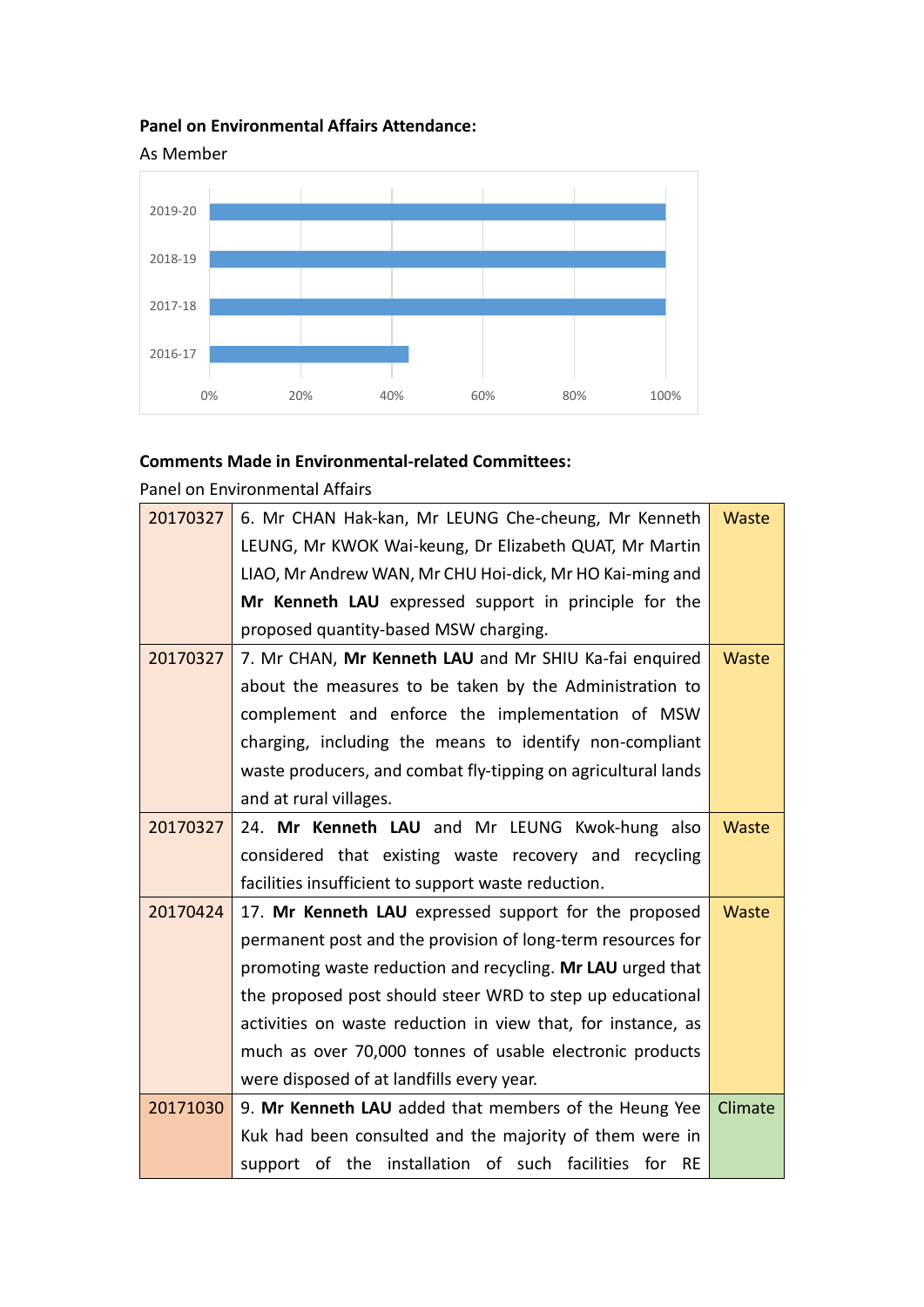**Panel on Environmental Affairs Attendance:**

As Member

| Year | Attendance |
|---|---|
| 2019-20 | 100% |
| 2018-19 | 100% |
| 2017-18 | 100% |
| 2016-17 | ~44% |

**Comments Made in Environmental-related Committees:**

Panel on Environmental Affairs

| | | |
|---|---|---|
| 20170327 | 6. Mr CHAN Hak-kan, Mr LEUNG Che-cheung, Mr Kenneth LEUNG, Mr KWOK Wai-keung, Dr Elizabeth QUAT, Mr Martin LIAO, Mr Andrew WAN, Mr CHU Hoi-dick, Mr HO Kai-ming and **Mr Kenneth LAU** expressed support in principle for the proposed quantity-based MSW charging. | Waste |
| 20170327 | 7. Mr CHAN, **Mr Kenneth LAU** and Mr SHIU Ka-fai enquired about the measures to be taken by the Administration to complement and enforce the implementation of MSW charging, including the means to identify non-compliant waste producers, and combat fly-tipping on agricultural lands and at rural villages. | Waste |
| 20170327 | 24. **Mr Kenneth LAU** and Mr LEUNG Kwok-hung also considered that existing waste recovery and recycling facilities insufficient to support waste reduction. | Waste |
| 20170424 | 17. **Mr Kenneth LAU** expressed support for the proposed permanent post and the provision of long-term resources for promoting waste reduction and recycling. **Mr LAU** urged that the proposed post should steer WRD to step up educational activities on waste reduction in view that, for instance, as much as over 70,000 tonnes of usable electronic products were disposed of at landfills every year. | Waste |
| 20171030 | 9. **Mr Kenneth LAU** added that members of the Heung Yee Kuk had been consulted and the majority of them were in support of the installation of such facilities for RE | Climate |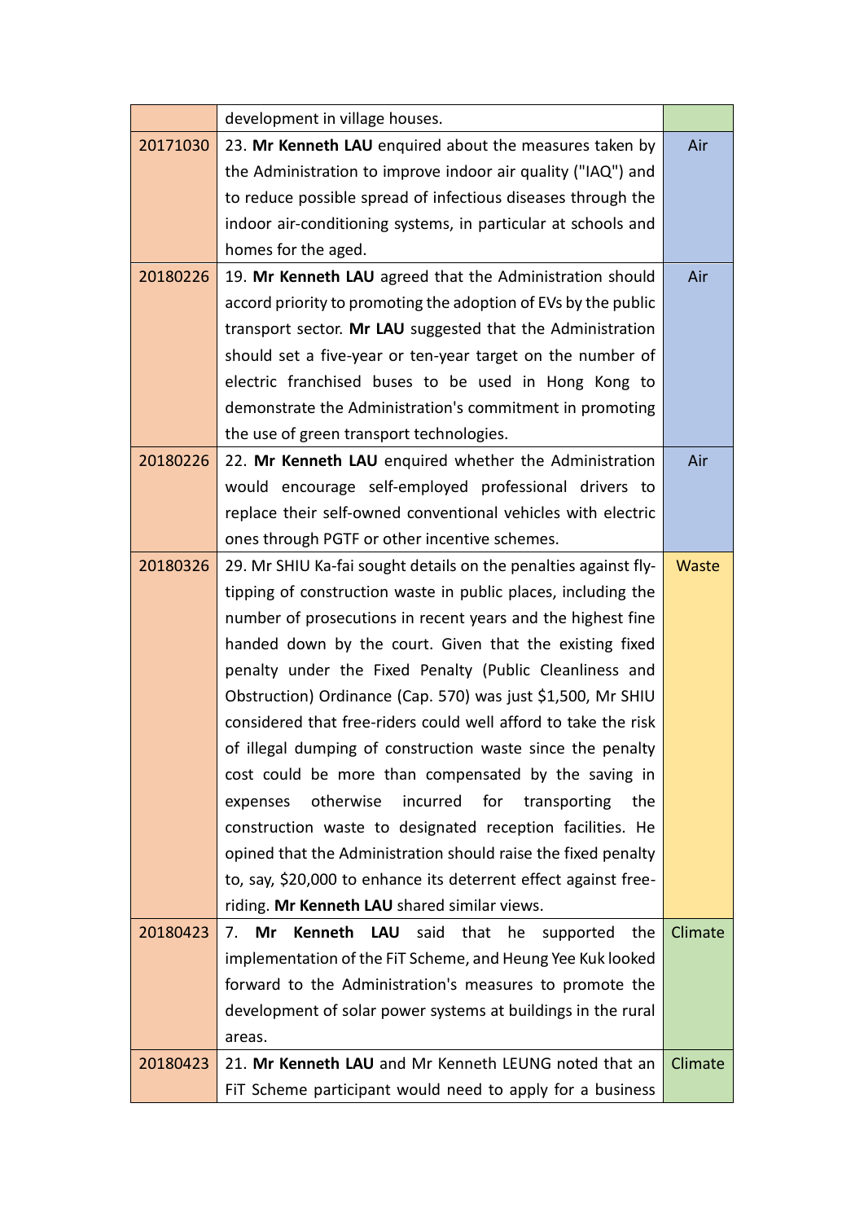|  |  |  |
|---|---|---|
|  | development in village houses. |  |
| 20171030 | 23. **Mr Kenneth LAU** enquired about the measures taken by the Administration to improve indoor air quality ("IAQ") and to reduce possible spread of infectious diseases through the indoor air-conditioning systems, in particular at schools and homes for the aged. | Air |
| 20180226 | 19. **Mr Kenneth LAU** agreed that the Administration should accord priority to promoting the adoption of EVs by the public transport sector. **Mr LAU** suggested that the Administration should set a five-year or ten-year target on the number of electric franchised buses to be used in Hong Kong to demonstrate the Administration's commitment in promoting the use of green transport technologies. | Air |
| 20180226 | 22. **Mr Kenneth LAU** enquired whether the Administration would encourage self-employed professional drivers to replace their self-owned conventional vehicles with electric ones through PGTF or other incentive schemes. | Air |
| 20180326 | 29. Mr SHIU Ka-fai sought details on the penalties against fly-tipping of construction waste in public places, including the number of prosecutions in recent years and the highest fine handed down by the court. Given that the existing fixed penalty under the Fixed Penalty (Public Cleanliness and Obstruction) Ordinance (Cap. 570) was just $1,500, Mr SHIU considered that free-riders could well afford to take the risk of illegal dumping of construction waste since the penalty cost could be more than compensated by the saving in expenses otherwise incurred for transporting the construction waste to designated reception facilities. He opined that the Administration should raise the fixed penalty to, say, $20,000 to enhance its deterrent effect against free-riding. **Mr Kenneth LAU** shared similar views. | Waste |
| 20180423 | 7. **Mr Kenneth LAU** said that he supported the implementation of the FiT Scheme, and Heung Yee Kuk looked forward to the Administration's measures to promote the development of solar power systems at buildings in the rural areas. | Climate |
| 20180423 | 21. **Mr Kenneth LAU** and Mr Kenneth LEUNG noted that an FiT Scheme participant would need to apply for a business | Climate |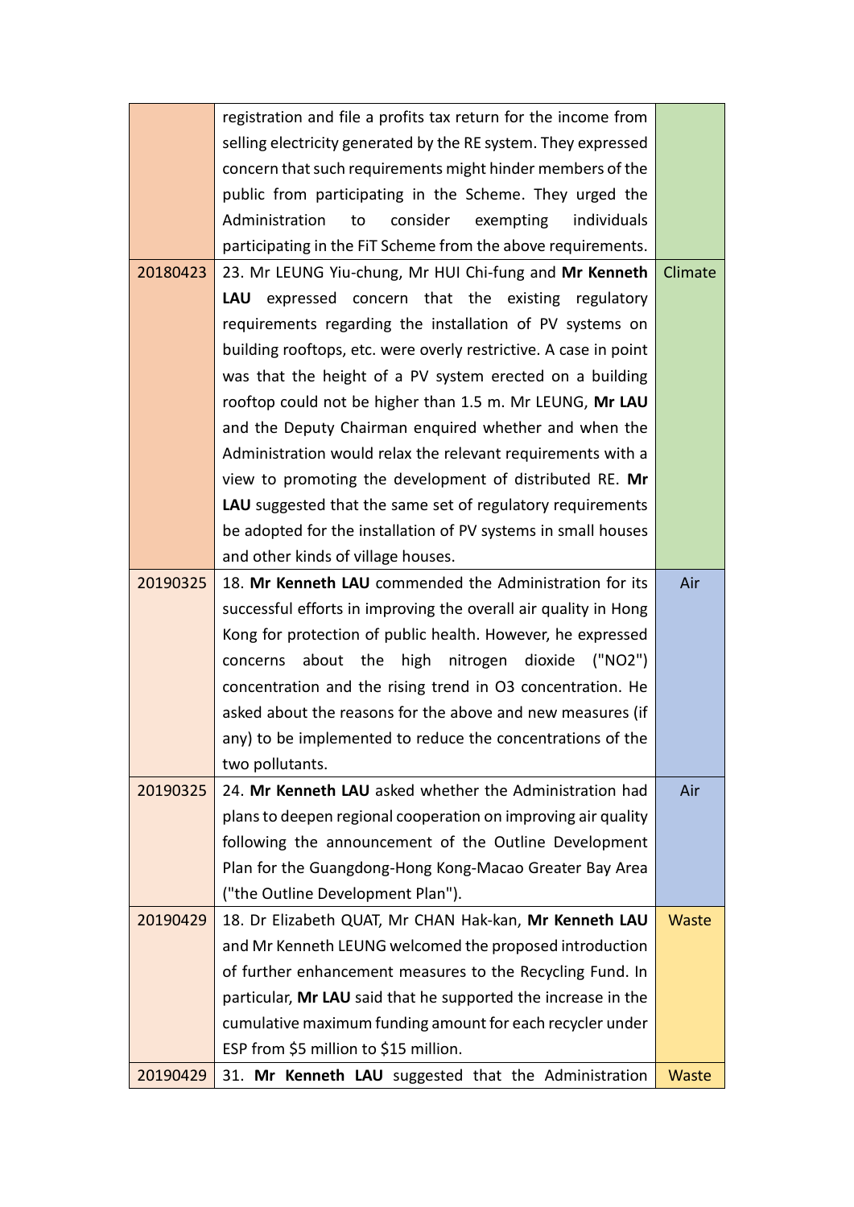| | | |
|---|---|---|
| | registration and file a profits tax return for the income from selling electricity generated by the RE system. They expressed concern that such requirements might hinder members of the public from participating in the Scheme. They urged the Administration to consider exempting individuals participating in the FiT Scheme from the above requirements. | |
| 20180423 | 23. Mr LEUNG Yiu-chung, Mr HUI Chi-fung and **Mr Kenneth LAU** expressed concern that the existing regulatory requirements regarding the installation of PV systems on building rooftops, etc. were overly restrictive. A case in point was that the height of a PV system erected on a building rooftop could not be higher than 1.5 m. Mr LEUNG, **Mr LAU** and the Deputy Chairman enquired whether and when the Administration would relax the relevant requirements with a view to promoting the development of distributed RE. **Mr LAU** suggested that the same set of regulatory requirements be adopted for the installation of PV systems in small houses and other kinds of village houses. | Climate |
| 20190325 | 18. **Mr Kenneth LAU** commended the Administration for its successful efforts in improving the overall air quality in Hong Kong for protection of public health. However, he expressed concerns about the high nitrogen dioxide ("$NO_2$") concentration and the rising trend in $O_3$ concentration. He asked about the reasons for the above and new measures (if any) to be implemented to reduce the concentrations of the two pollutants. | Air |
| 20190325 | 24. **Mr Kenneth LAU** asked whether the Administration had plans to deepen regional cooperation on improving air quality following the announcement of the Outline Development Plan for the Guangdong-Hong Kong-Macao Greater Bay Area ("the Outline Development Plan"). | Air |
| 20190429 | 18. Dr Elizabeth QUAT, Mr CHAN Hak-kan, **Mr Kenneth LAU** and Mr Kenneth LEUNG welcomed the proposed introduction of further enhancement measures to the Recycling Fund. In particular, **Mr LAU** said that he supported the increase in the cumulative maximum funding amount for each recycler under ESP from $5 million to $15 million. | Waste |
| 20190429 | 31. **Mr Kenneth LAU** suggested that the Administration | Waste |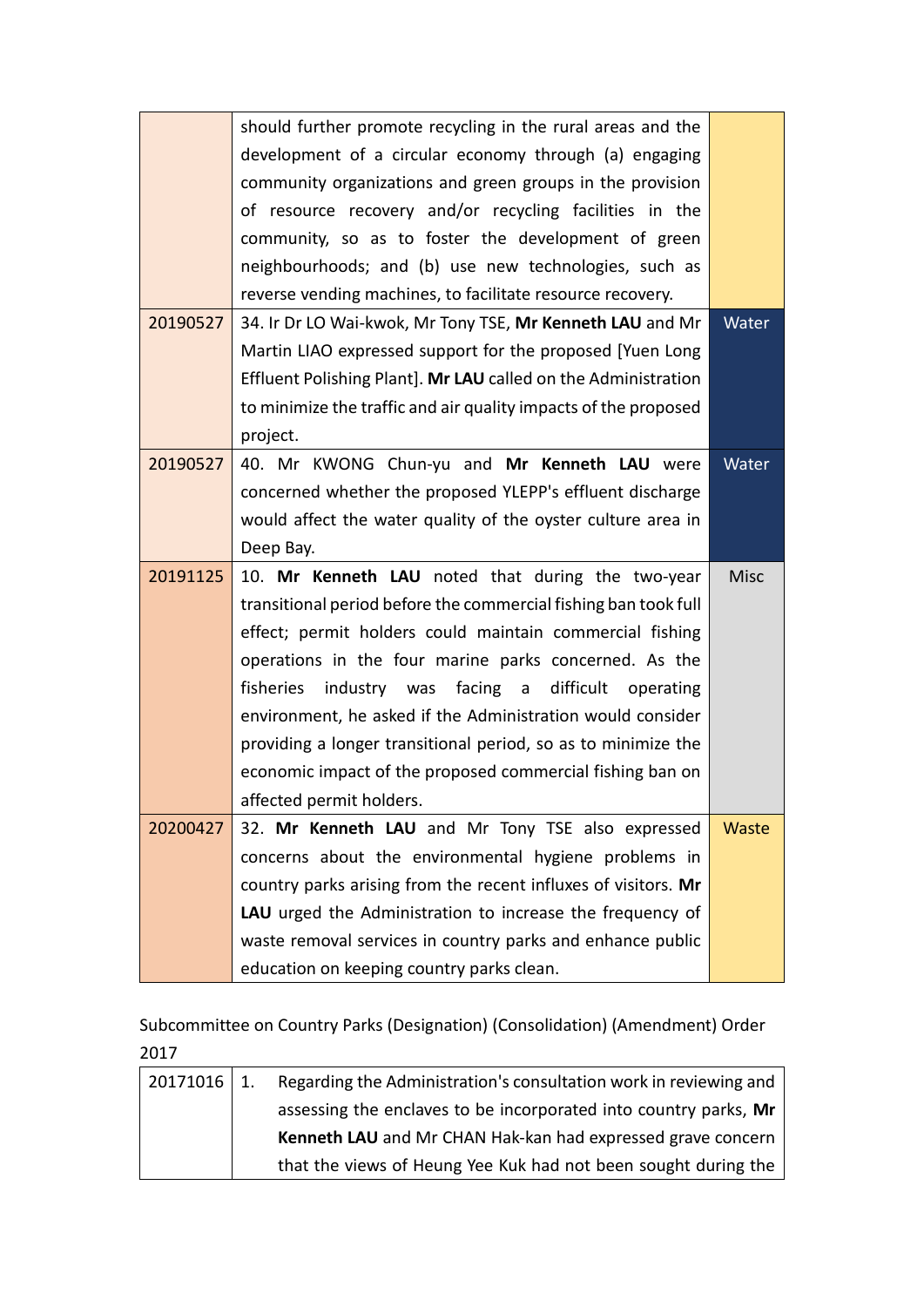| | | |
|---|---|---|
| | should further promote recycling in the rural areas and the development of a circular economy through (a) engaging community organizations and green groups in the provision of resource recovery and/or recycling facilities in the community, so as to foster the development of green neighbourhoods; and (b) use new technologies, such as reverse vending machines, to facilitate resource recovery. | |
| 20190527 | 34. Ir Dr LO Wai-kwok, Mr Tony TSE, **Mr Kenneth LAU** and Mr Martin LIAO expressed support for the proposed [Yuen Long Effluent Polishing Plant]. **Mr LAU** called on the Administration to minimize the traffic and air quality impacts of the proposed project. | Water |
| 20190527 | 40. Mr KWONG Chun-yu and **Mr Kenneth LAU** were concerned whether the proposed YLEPP's effluent discharge would affect the water quality of the oyster culture area in Deep Bay. | Water |
| 20191125 | 10. **Mr Kenneth LAU** noted that during the two-year transitional period before the commercial fishing ban took full effect; permit holders could maintain commercial fishing operations in the four marine parks concerned. As the fisheries industry was facing a difficult operating environment, he asked if the Administration would consider providing a longer transitional period, so as to minimize the economic impact of the proposed commercial fishing ban on affected permit holders. | Misc |
| 20200427 | 32. **Mr Kenneth LAU** and Mr Tony TSE also expressed concerns about the environmental hygiene problems in country parks arising from the recent influxes of visitors. **Mr LAU** urged the Administration to increase the frequency of waste removal services in country parks and enhance public education on keeping country parks clean. | Waste |

Subcommittee on Country Parks (Designation) (Consolidation) (Amendment) Order 2017

| | | |
|---|---|---|
| 20171016 | 1. | Regarding the Administration's consultation work in reviewing and assessing the enclaves to be incorporated into country parks, **Mr Kenneth LAU** and Mr CHAN Hak-kan had expressed grave concern that the views of Heung Yee Kuk had not been sought during the |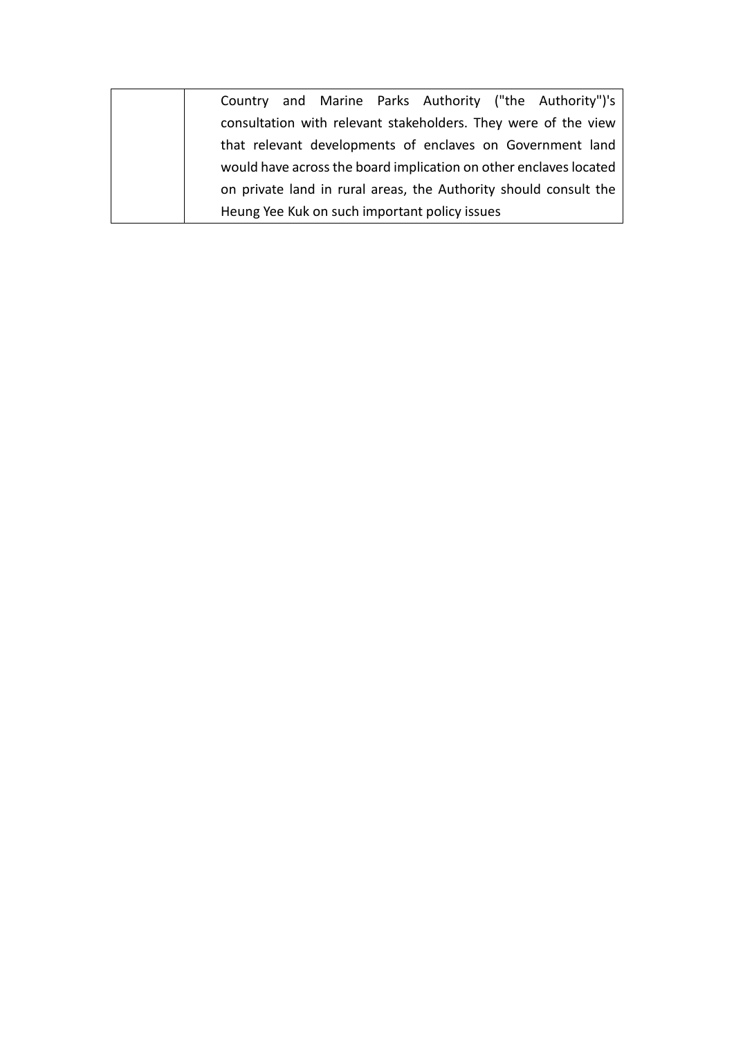| | |
|---|---|
| | Country and Marine Parks Authority ("the Authority")'s consultation with relevant stakeholders. They were of the view that relevant developments of enclaves on Government land would have across the board implication on other enclaves located on private land in rural areas, the Authority should consult the Heung Yee Kuk on such important policy issues |